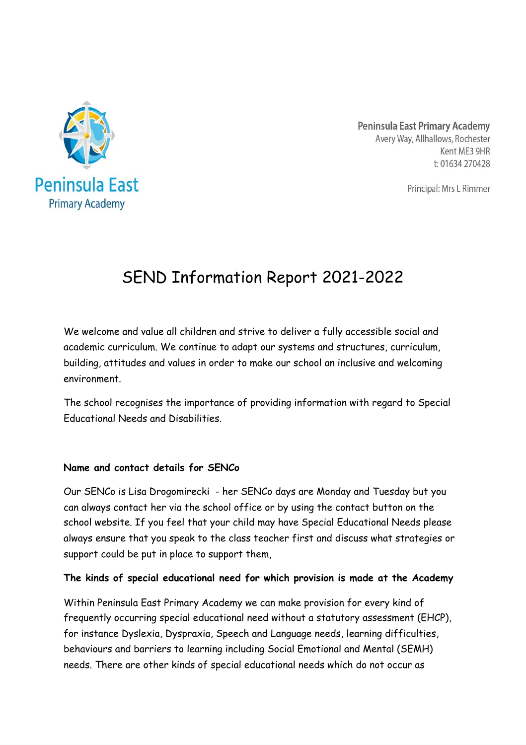Peninsula East Primary Academy

Peninsula East Primary Academy
Avery Way, Allhallows, Rochester
Kent ME3 9HR
t: 01634 270428

Principal: Mrs L Rimmer

# SEND Information Report 2021-2022

We welcome and value all children and strive to deliver a fully accessible social and academic curriculum. We continue to adapt our systems and structures, curriculum, building, attitudes and values in order to make our school an inclusive and welcoming environment.

The school recognises the importance of providing information with regard to Special Educational Needs and Disabilities.

**Name and contact details for SENCo**

Our SENCo is Lisa Drogomirecki - her SENCo days are Monday and Tuesday but you can always contact her via the school office or by using the contact button on the school website. If you feel that your child may have Special Educational Needs please always ensure that you speak to the class teacher first and discuss what strategies or support could be put in place to support them,

**The kinds of special educational need for which provision is made at the Academy**

Within Peninsula East Primary Academy we can make provision for every kind of frequently occurring special educational need without a statutory assessment (EHCP), for instance Dyslexia, Dyspraxia, Speech and Language needs, learning difficulties, behaviours and barriers to learning including Social Emotional and Mental (SEMH) needs. There are other kinds of special educational needs which do not occur as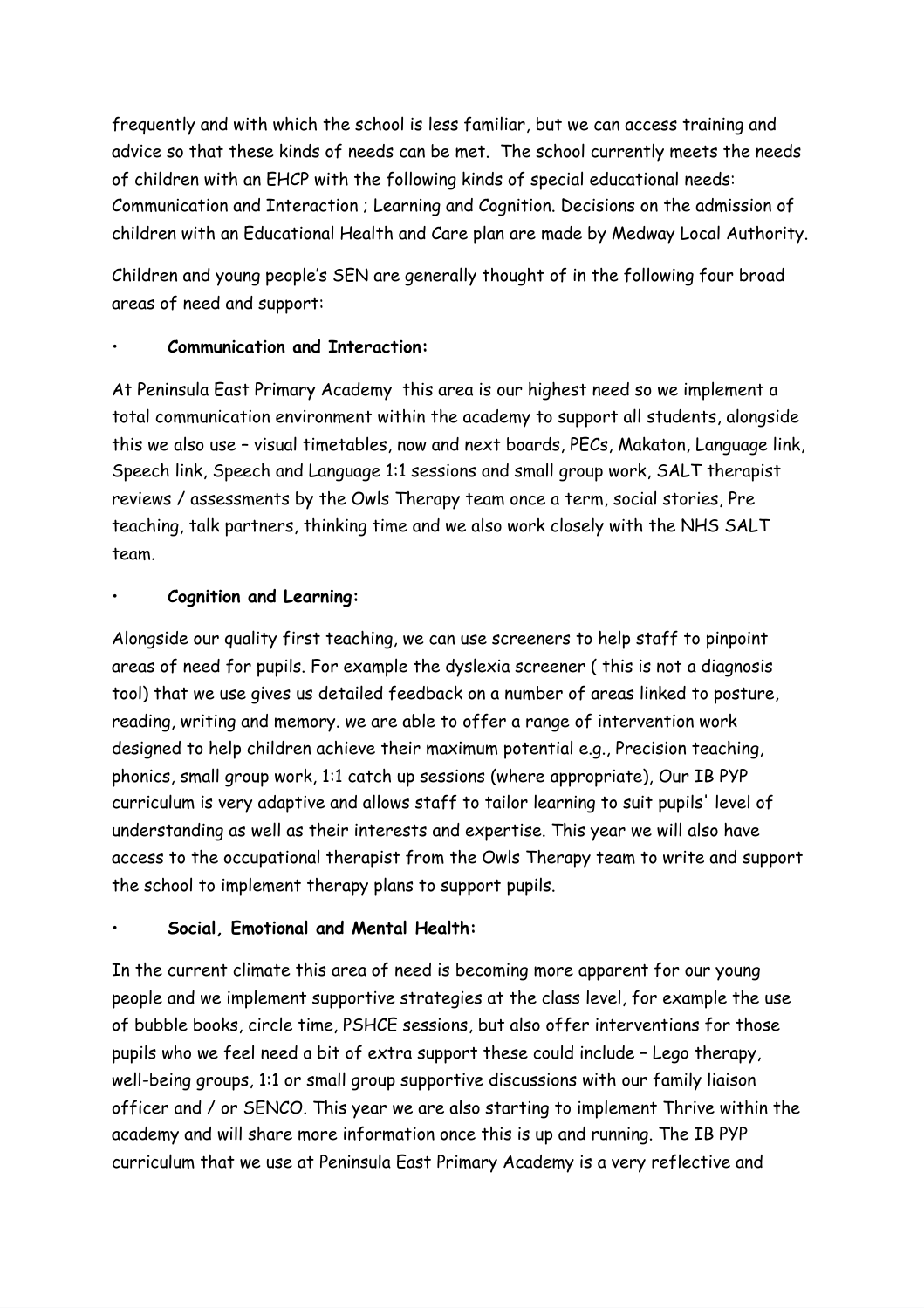frequently and with which the school is less familiar, but we can access training and advice so that these kinds of needs can be met. The school currently meets the needs of children with an EHCP with the following kinds of special educational needs: Communication and Interaction ; Learning and Cognition. Decisions on the admission of children with an Educational Health and Care plan are made by Medway Local Authority.

Children and young people's SEN are generally thought of in the following four broad areas of need and support:

- **Communication and Interaction:**

At Peninsula East Primary Academy this area is our highest need so we implement a total communication environment within the academy to support all students, alongside this we also use – visual timetables, now and next boards, PECs, Makaton, Language link, Speech link, Speech and Language 1:1 sessions and small group work, SALT therapist reviews / assessments by the Owls Therapy team once a term, social stories, Pre teaching, talk partners, thinking time and we also work closely with the NHS SALT team.

- **Cognition and Learning:**

Alongside our quality first teaching, we can use screeners to help staff to pinpoint areas of need for pupils. For example the dyslexia screener ( this is not a diagnosis tool) that we use gives us detailed feedback on a number of areas linked to posture, reading, writing and memory. we are able to offer a range of intervention work designed to help children achieve their maximum potential e.g., Precision teaching, phonics, small group work, 1:1 catch up sessions (where appropriate), Our IB PYP curriculum is very adaptive and allows staff to tailor learning to suit pupils' level of understanding as well as their interests and expertise. This year we will also have access to the occupational therapist from the Owls Therapy team to write and support the school to implement therapy plans to support pupils.

- **Social, Emotional and Mental Health:**

In the current climate this area of need is becoming more apparent for our young people and we implement supportive strategies at the class level, for example the use of bubble books, circle time, PSHCE sessions, but also offer interventions for those pupils who we feel need a bit of extra support these could include – Lego therapy, well-being groups, 1:1 or small group supportive discussions with our family liaison officer and / or SENCO. This year we are also starting to implement Thrive within the academy and will share more information once this is up and running. The IB PYP curriculum that we use at Peninsula East Primary Academy is a very reflective and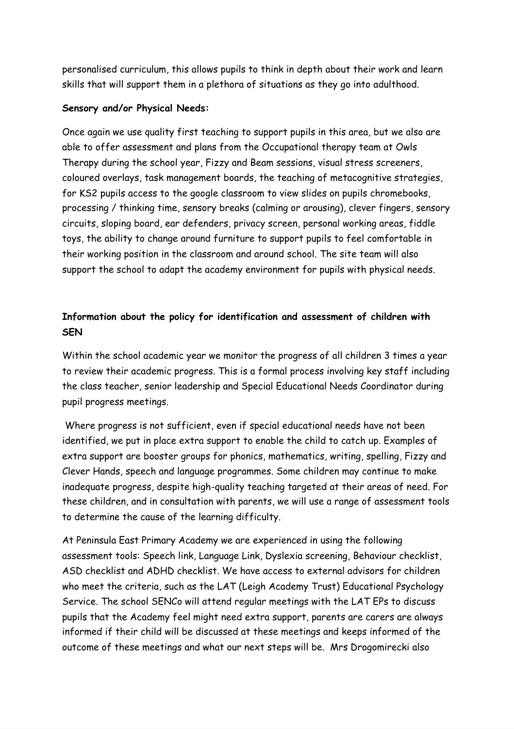personalised curriculum, this allows pupils to think in depth about their work and learn skills that will support them in a plethora of situations as they go into adulthood.

**Sensory and/or Physical Needs:**

Once again we use quality first teaching to support pupils in this area, but we also are able to offer assessment and plans from the Occupational therapy team at Owls Therapy during the school year, Fizzy and Beam sessions, visual stress screeners, coloured overlays, task management boards, the teaching of metacognitive strategies, for KS2 pupils access to the google classroom to view slides on pupils chromebooks, processing / thinking time, sensory breaks (calming or arousing), clever fingers, sensory circuits, sloping board, ear defenders, privacy screen, personal working areas, fiddle toys, the ability to change around furniture to support pupils to feel comfortable in their working position in the classroom and around school. The site team will also support the school to adapt the academy environment for pupils with physical needs.

**Information about the policy for identification and assessment of children with SEN**

Within the school academic year we monitor the progress of all children 3 times a year to review their academic progress. This is a formal process involving key staff including the class teacher, senior leadership and Special Educational Needs Coordinator during pupil progress meetings.

Where progress is not sufficient, even if special educational needs have not been identified, we put in place extra support to enable the child to catch up. Examples of extra support are booster groups for phonics, mathematics, writing, spelling, Fizzy and Clever Hands, speech and language programmes. Some children may continue to make inadequate progress, despite high-quality teaching targeted at their areas of need. For these children, and in consultation with parents, we will use a range of assessment tools to determine the cause of the learning difficulty.

At Peninsula East Primary Academy we are experienced in using the following assessment tools: Speech link, Language Link, Dyslexia screening, Behaviour checklist, ASD checklist and ADHD checklist. We have access to external advisors for children who meet the criteria, such as the LAT (Leigh Academy Trust) Educational Psychology Service. The school SENCo will attend regular meetings with the LAT EPs to discuss pupils that the Academy feel might need extra support, parents are carers are always informed if their child will be discussed at these meetings and keeps informed of the outcome of these meetings and what our next steps will be. Mrs Drogomirecki also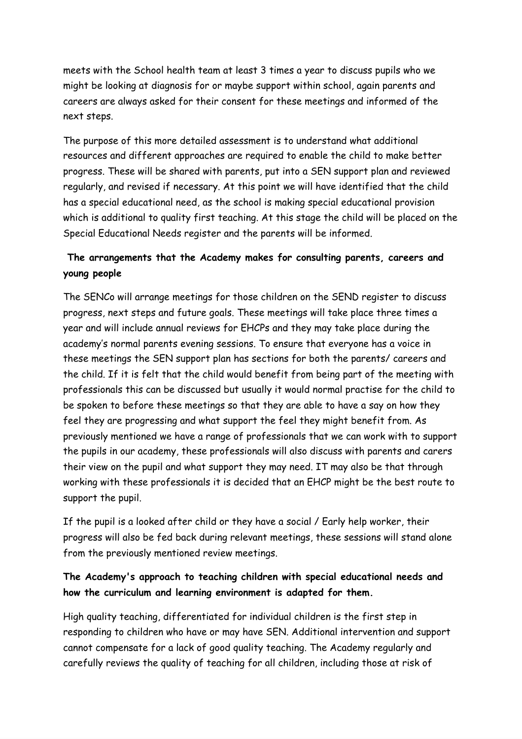meets with the School health team at least 3 times a year to discuss pupils who we might be looking at diagnosis for or maybe support within school, again parents and careers are always asked for their consent for these meetings and informed of the next steps.

The purpose of this more detailed assessment is to understand what additional resources and different approaches are required to enable the child to make better progress. These will be shared with parents, put into a SEN support plan and reviewed regularly, and revised if necessary. At this point we will have identified that the child has a special educational need, as the school is making special educational provision which is additional to quality first teaching. At this stage the child will be placed on the Special Educational Needs register and the parents will be informed.

**The arrangements that the Academy makes for consulting parents, careers and young people**

The SENCo will arrange meetings for those children on the SEND register to discuss progress, next steps and future goals. These meetings will take place three times a year and will include annual reviews for EHCPs and they may take place during the academy's normal parents evening sessions. To ensure that everyone has a voice in these meetings the SEN support plan has sections for both the parents/ careers and the child. If it is felt that the child would benefit from being part of the meeting with professionals this can be discussed but usually it would normal practise for the child to be spoken to before these meetings so that they are able to have a say on how they feel they are progressing and what support the feel they might benefit from. As previously mentioned we have a range of professionals that we can work with to support the pupils in our academy, these professionals will also discuss with parents and carers their view on the pupil and what support they may need. IT may also be that through working with these professionals it is decided that an EHCP might be the best route to support the pupil.

If the pupil is a looked after child or they have a social / Early help worker, their progress will also be fed back during relevant meetings, these sessions will stand alone from the previously mentioned review meetings.

**The Academy's approach to teaching children with special educational needs and how the curriculum and learning environment is adapted for them.**

High quality teaching, differentiated for individual children is the first step in responding to children who have or may have SEN. Additional intervention and support cannot compensate for a lack of good quality teaching. The Academy regularly and carefully reviews the quality of teaching for all children, including those at risk of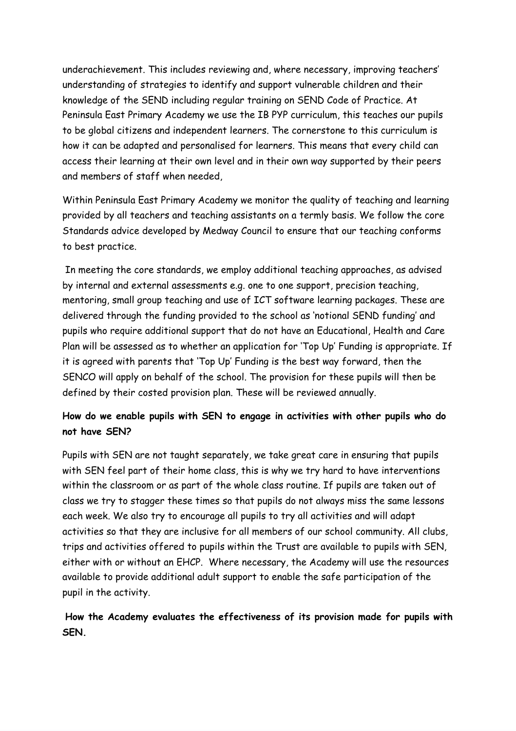underachievement. This includes reviewing and, where necessary, improving teachers' understanding of strategies to identify and support vulnerable children and their knowledge of the SEND including regular training on SEND Code of Practice. At Peninsula East Primary Academy we use the IB PYP curriculum, this teaches our pupils to be global citizens and independent learners. The cornerstone to this curriculum is how it can be adapted and personalised for learners. This means that every child can access their learning at their own level and in their own way supported by their peers and members of staff when needed,

Within Peninsula East Primary Academy we monitor the quality of teaching and learning provided by all teachers and teaching assistants on a termly basis. We follow the core Standards advice developed by Medway Council to ensure that our teaching conforms to best practice.

In meeting the core standards, we employ additional teaching approaches, as advised by internal and external assessments e.g. one to one support, precision teaching, mentoring, small group teaching and use of ICT software learning packages. These are delivered through the funding provided to the school as 'notional SEND funding' and pupils who require additional support that do not have an Educational, Health and Care Plan will be assessed as to whether an application for 'Top Up' Funding is appropriate. If it is agreed with parents that 'Top Up' Funding is the best way forward, then the SENCO will apply on behalf of the school. The provision for these pupils will then be defined by their costed provision plan. These will be reviewed annually.

**How do we enable pupils with SEN to engage in activities with other pupils who do not have SEN?**

Pupils with SEN are not taught separately, we take great care in ensuring that pupils with SEN feel part of their home class, this is why we try hard to have interventions within the classroom or as part of the whole class routine. If pupils are taken out of class we try to stagger these times so that pupils do not always miss the same lessons each week. We also try to encourage all pupils to try all activities and will adapt activities so that they are inclusive for all members of our school community. All clubs, trips and activities offered to pupils within the Trust are available to pupils with SEN, either with or without an EHCP. Where necessary, the Academy will use the resources available to provide additional adult support to enable the safe participation of the pupil in the activity.

**How the Academy evaluates the effectiveness of its provision made for pupils with SEN.**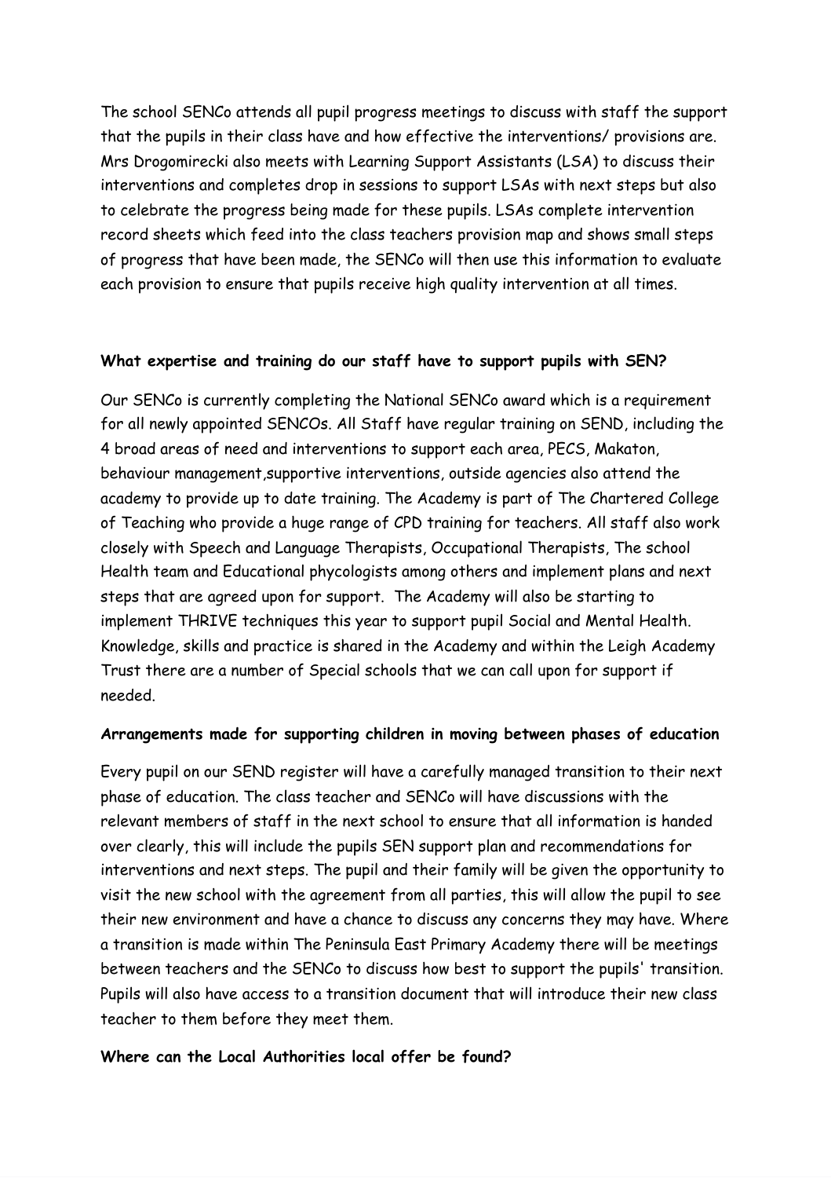The school SENCo attends all pupil progress meetings to discuss with staff the support that the pupils in their class have and how effective the interventions/ provisions are. Mrs Drogomirecki also meets with Learning Support Assistants (LSA) to discuss their interventions and completes drop in sessions to support LSAs with next steps but also to celebrate the progress being made for these pupils. LSAs complete intervention record sheets which feed into the class teachers provision map and shows small steps of progress that have been made, the SENCo will then use this information to evaluate each provision to ensure that pupils receive high quality intervention at all times.

**What expertise and training do our staff have to support pupils with SEN?**

Our SENCo is currently completing the National SENCo award which is a requirement for all newly appointed SENCOs. All Staff have regular training on SEND, including the 4 broad areas of need and interventions to support each area, PECS, Makaton, behaviour management,supportive interventions, outside agencies also attend the academy to provide up to date training. The Academy is part of The Chartered College of Teaching who provide a huge range of CPD training for teachers. All staff also work closely with Speech and Language Therapists, Occupational Therapists, The school Health team and Educational phycologists among others and implement plans and next steps that are agreed upon for support. The Academy will also be starting to implement THRIVE techniques this year to support pupil Social and Mental Health. Knowledge, skills and practice is shared in the Academy and within the Leigh Academy Trust there are a number of Special schools that we can call upon for support if needed.

**Arrangements made for supporting children in moving between phases of education**

Every pupil on our SEND register will have a carefully managed transition to their next phase of education. The class teacher and SENCo will have discussions with the relevant members of staff in the next school to ensure that all information is handed over clearly, this will include the pupils SEN support plan and recommendations for interventions and next steps. The pupil and their family will be given the opportunity to visit the new school with the agreement from all parties, this will allow the pupil to see their new environment and have a chance to discuss any concerns they may have. Where a transition is made within The Peninsula East Primary Academy there will be meetings between teachers and the SENCo to discuss how best to support the pupils' transition. Pupils will also have access to a transition document that will introduce their new class teacher to them before they meet them.

**Where can the Local Authorities local offer be found?**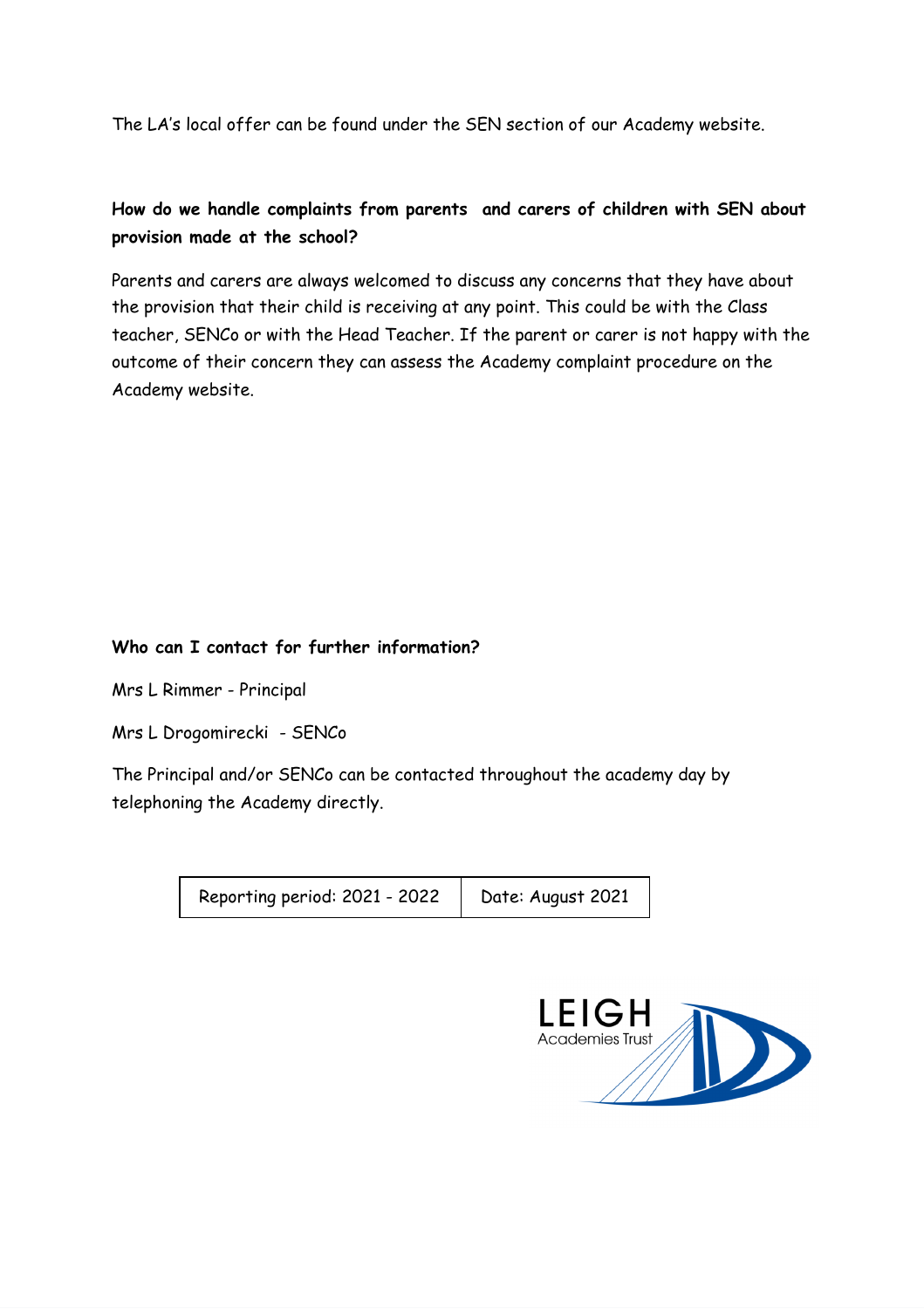The LA's local offer can be found under the SEN section of our Academy website.

**How do we handle complaints from parents and carers of children with SEN about provision made at the school?**

Parents and carers are always welcomed to discuss any concerns that they have about the provision that their child is receiving at any point. This could be with the Class teacher, SENCo or with the Head Teacher. If the parent or carer is not happy with the outcome of their concern they can assess the Academy complaint procedure on the Academy website.

**Who can I contact for further information?**

Mrs L Rimmer - Principal

Mrs L Drogomirecki - SENCo

The Principal and/or SENCo can be contacted throughout the academy day by telephoning the Academy directly.

| | |
|---|---|
| Reporting period: 2021 - 2022 | Date: August 2021 |

LEIGH
Academies Trust